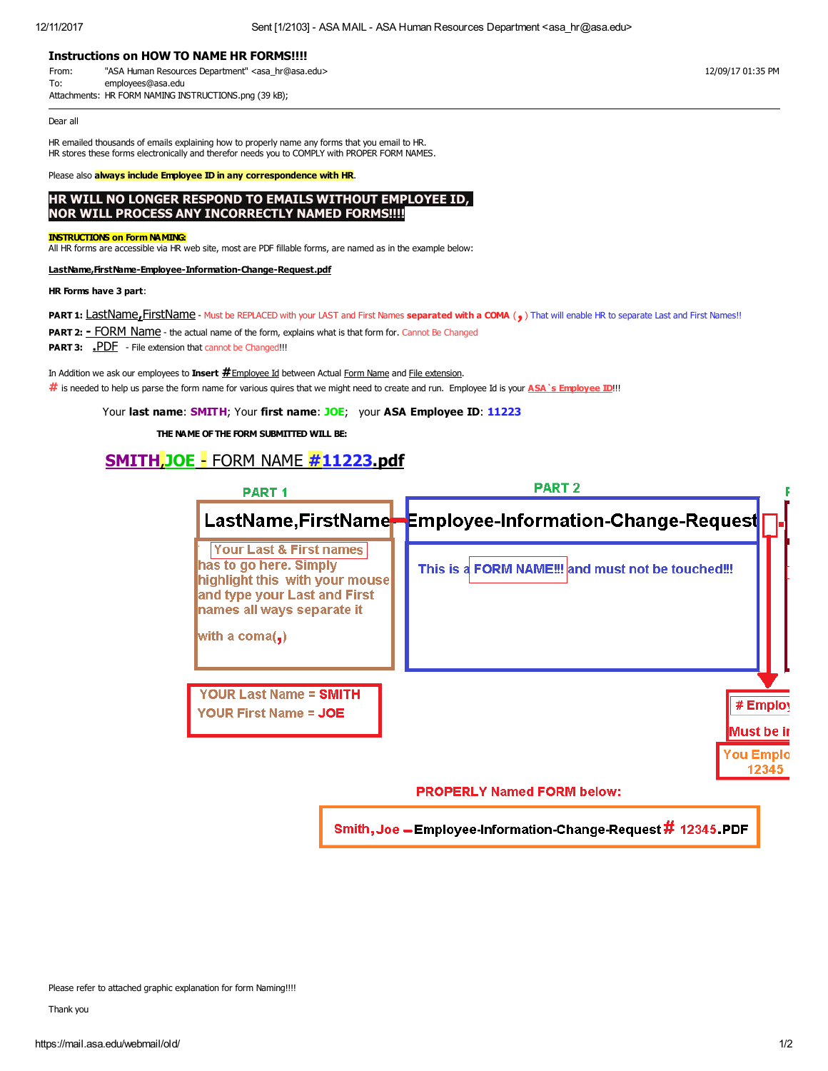## Instructions on HOW TO NAME HR FORMS!!!!

From: "ASA Human Resources Department" <asa_hr@asa.edu> 12/09/17 01:35 PM
To: employees@asa.edu
Attachments: HR FORM NAMING INSTRUCTIONS.png (39 kB);

---

Dear all

HR emailed thousands of emails explaining how to properly name any forms that you email to HR.
HR stores these forms electronically and therefor needs you to COMPLY with PROPER FORM NAMES.

Please also **always include Employee ID in any correspondence with HR**.

**HR WILL NO LONGER RESPOND TO EMAILS WITHOUT EMPLOYEE ID, NOR WILL PROCESS ANY INCORRECTLY NAMED FORMS!!!!**

**INSTRUCTIONS on Form NAMING:**
All HR forms are accessible via HR web site, most are PDF fillable forms, are named as in the example below:

**LastName,FirstName-Employee-Information-Change-Request.pdf**

**HR Forms have 3 part**:

**PART 1:** LastName,FirstName - Must be REPLACED with your LAST and First Names **separated with a COMA** ( **,** ) That will enable HR to separate Last and First Names!!
**PART 2:** **-** FORM Name - the actual name of the form, explains what is that form for. Cannot Be Changed
**PART 3:** **.PDF** - File extension that cannot be Changed!!!

In Addition we ask our employees to **Insert** **#**Employee Id between Actual Form Name and File extension.
**#** is needed to help us parse the form name for various quires that we might need to create and run. Employee Id is your **ASA`s Employee ID**!!!

Your **last name**: **SMITH**; Your **first name**: **JOE**; your **ASA Employee ID**: **11223**

**THE NAME OF THE FORM SUBMITTED WILL BE:**

**SMITH,JOE - FORM NAME #11223.pdf**

PART 1

LastName,FirstName

Your Last & First names has to go here. Simply highlight this with your mouse and type your Last and First names all ways separate it with a coma(**,**)

YOUR Last Name = SMITH
YOUR First Name = JOE

PART 2

-Employee-Information-Change-Request

This is a FORM NAME!!! and must not be touched!!!

\# Employ
Must be i
You Emplo
12345

**PROPERLY Named FORM below:**

**Smith,Joe -Employee-Information-Change-Request # 12345.PDF**

Please refer to attached graphic explanation for form Naming!!!!

Thank you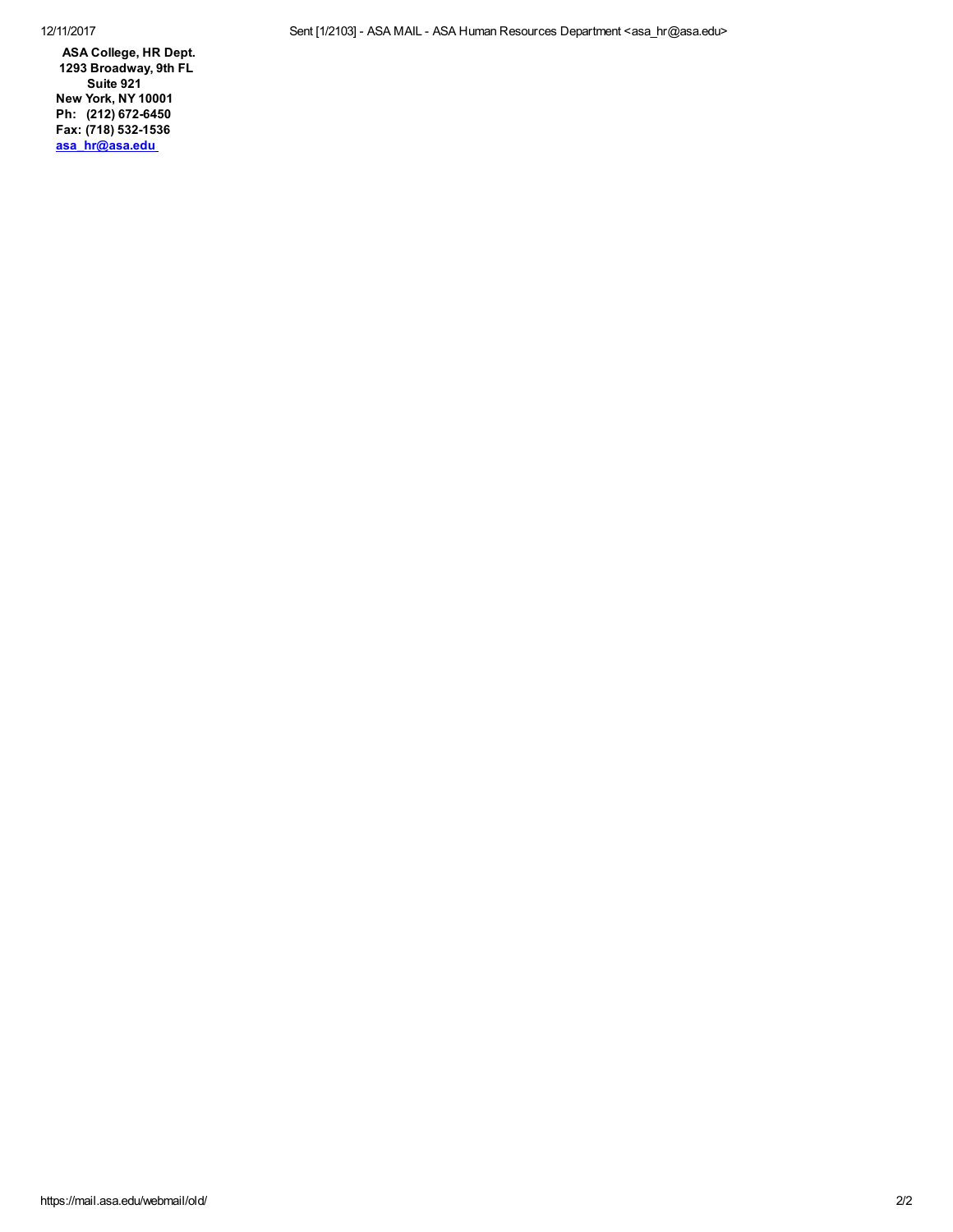**ASA College, HR Dept.**
**1293 Broadway, 9th FL**
**Suite 921**
**New York, NY 10001**
**Ph: (212) 672-6450**
**Fax: (718) 532-1536**
**[asa_hr@asa.edu](mailto:asa_hr@asa.edu)**